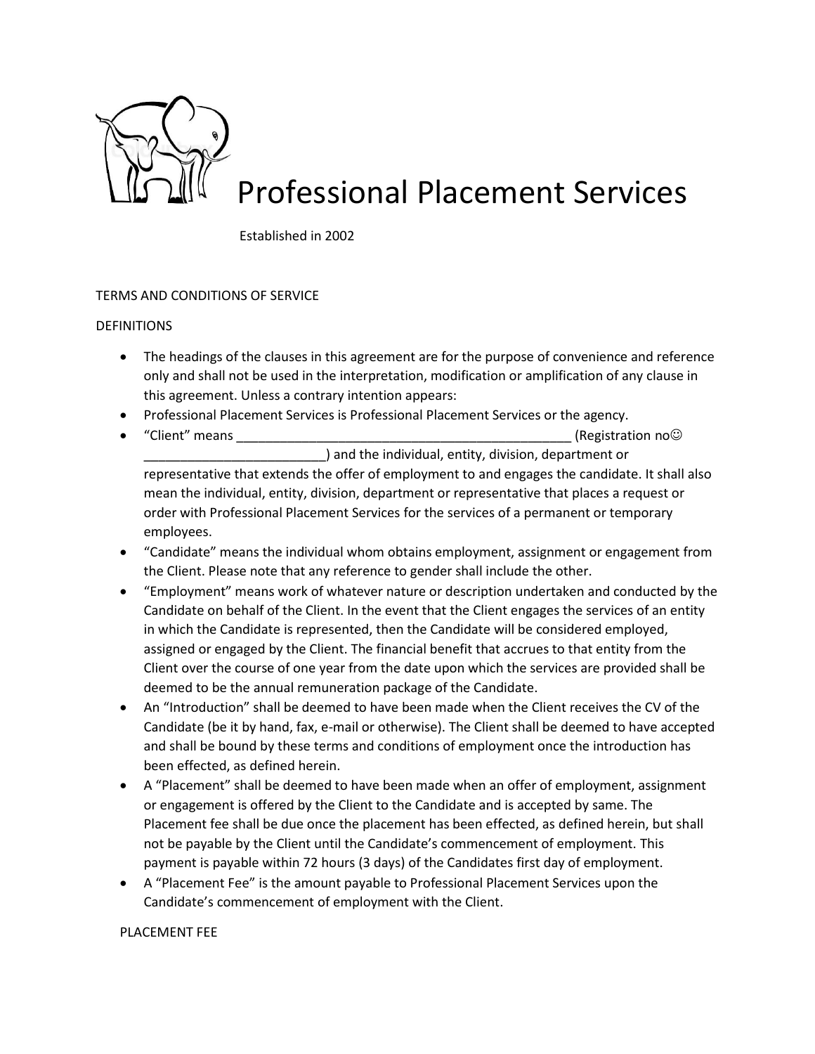# Professional Placement Services

Established in 2002

TERMS AND CONDITIONS OF SERVICE

DEFINITIONS

- The headings of the clauses in this agreement are for the purpose of convenience and reference only and shall not be used in the interpretation, modification or amplification of any clause in this agreement. Unless a contrary intention appears:
- Professional Placement Services is Professional Placement Services or the agency.
- "Client" means _______________________________________________ (Registration no☺ _________________________) and the individual, entity, division, department or representative that extends the offer of employment to and engages the candidate. It shall also mean the individual, entity, division, department or representative that places a request or order with Professional Placement Services for the services of a permanent or temporary employees.
- "Candidate" means the individual whom obtains employment, assignment or engagement from the Client. Please note that any reference to gender shall include the other.
- "Employment" means work of whatever nature or description undertaken and conducted by the Candidate on behalf of the Client. In the event that the Client engages the services of an entity in which the Candidate is represented, then the Candidate will be considered employed, assigned or engaged by the Client. The financial benefit that accrues to that entity from the Client over the course of one year from the date upon which the services are provided shall be deemed to be the annual remuneration package of the Candidate.
- An "Introduction" shall be deemed to have been made when the Client receives the CV of the Candidate (be it by hand, fax, e-mail or otherwise). The Client shall be deemed to have accepted and shall be bound by these terms and conditions of employment once the introduction has been effected, as defined herein.
- A "Placement" shall be deemed to have been made when an offer of employment, assignment or engagement is offered by the Client to the Candidate and is accepted by same. The Placement fee shall be due once the placement has been effected, as defined herein, but shall not be payable by the Client until the Candidate's commencement of employment. This payment is payable within 72 hours (3 days) of the Candidates first day of employment.
- A "Placement Fee" is the amount payable to Professional Placement Services upon the Candidate's commencement of employment with the Client.

PLACEMENT FEE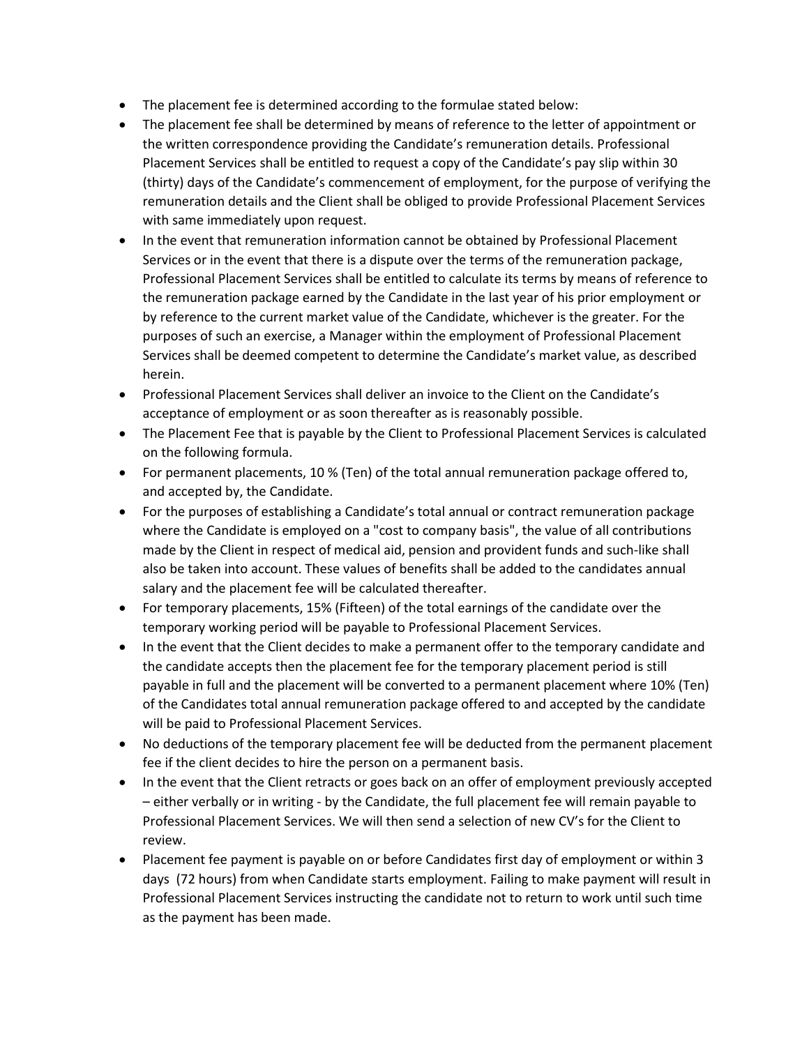- The placement fee is determined according to the formulae stated below:
- The placement fee shall be determined by means of reference to the letter of appointment or the written correspondence providing the Candidate's remuneration details. Professional Placement Services shall be entitled to request a copy of the Candidate's pay slip within 30 (thirty) days of the Candidate's commencement of employment, for the purpose of verifying the remuneration details and the Client shall be obliged to provide Professional Placement Services with same immediately upon request.
- In the event that remuneration information cannot be obtained by Professional Placement Services or in the event that there is a dispute over the terms of the remuneration package, Professional Placement Services shall be entitled to calculate its terms by means of reference to the remuneration package earned by the Candidate in the last year of his prior employment or by reference to the current market value of the Candidate, whichever is the greater. For the purposes of such an exercise, a Manager within the employment of Professional Placement Services shall be deemed competent to determine the Candidate's market value, as described herein.
- Professional Placement Services shall deliver an invoice to the Client on the Candidate's acceptance of employment or as soon thereafter as is reasonably possible.
- The Placement Fee that is payable by the Client to Professional Placement Services is calculated on the following formula.
- For permanent placements, 10 % (Ten) of the total annual remuneration package offered to, and accepted by, the Candidate.
- For the purposes of establishing a Candidate's total annual or contract remuneration package where the Candidate is employed on a "cost to company basis", the value of all contributions made by the Client in respect of medical aid, pension and provident funds and such-like shall also be taken into account. These values of benefits shall be added to the candidates annual salary and the placement fee will be calculated thereafter.
- For temporary placements, 15% (Fifteen) of the total earnings of the candidate over the temporary working period will be payable to Professional Placement Services.
- In the event that the Client decides to make a permanent offer to the temporary candidate and the candidate accepts then the placement fee for the temporary placement period is still payable in full and the placement will be converted to a permanent placement where 10% (Ten) of the Candidates total annual remuneration package offered to and accepted by the candidate will be paid to Professional Placement Services.
- No deductions of the temporary placement fee will be deducted from the permanent placement fee if the client decides to hire the person on a permanent basis.
- In the event that the Client retracts or goes back on an offer of employment previously accepted – either verbally or in writing - by the Candidate, the full placement fee will remain payable to Professional Placement Services. We will then send a selection of new CV's for the Client to review.
- Placement fee payment is payable on or before Candidates first day of employment or within 3 days (72 hours) from when Candidate starts employment. Failing to make payment will result in Professional Placement Services instructing the candidate not to return to work until such time as the payment has been made.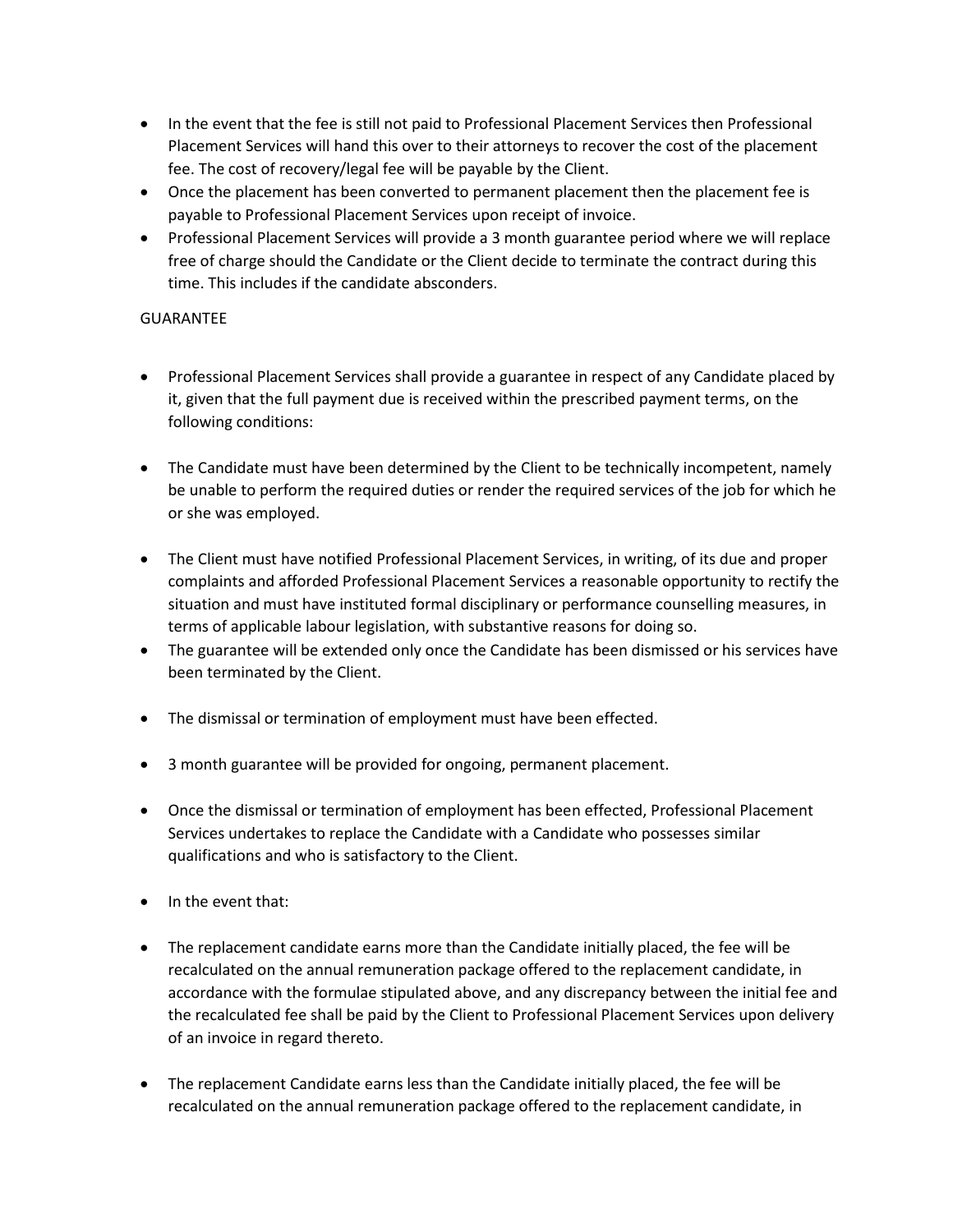- In the event that the fee is still not paid to Professional Placement Services then Professional Placement Services will hand this over to their attorneys to recover the cost of the placement fee. The cost of recovery/legal fee will be payable by the Client.
- Once the placement has been converted to permanent placement then the placement fee is payable to Professional Placement Services upon receipt of invoice.
- Professional Placement Services will provide a 3 month guarantee period where we will replace free of charge should the Candidate or the Client decide to terminate the contract during this time. This includes if the candidate absconders.

GUARANTEE

- Professional Placement Services shall provide a guarantee in respect of any Candidate placed by it, given that the full payment due is received within the prescribed payment terms, on the following conditions:
- The Candidate must have been determined by the Client to be technically incompetent, namely be unable to perform the required duties or render the required services of the job for which he or she was employed.
- The Client must have notified Professional Placement Services, in writing, of its due and proper complaints and afforded Professional Placement Services a reasonable opportunity to rectify the situation and must have instituted formal disciplinary or performance counselling measures, in terms of applicable labour legislation, with substantive reasons for doing so.
- The guarantee will be extended only once the Candidate has been dismissed or his services have been terminated by the Client.
- The dismissal or termination of employment must have been effected.
- 3 month guarantee will be provided for ongoing, permanent placement.
- Once the dismissal or termination of employment has been effected, Professional Placement Services undertakes to replace the Candidate with a Candidate who possesses similar qualifications and who is satisfactory to the Client.
- In the event that:
- The replacement candidate earns more than the Candidate initially placed, the fee will be recalculated on the annual remuneration package offered to the replacement candidate, in accordance with the formulae stipulated above, and any discrepancy between the initial fee and the recalculated fee shall be paid by the Client to Professional Placement Services upon delivery of an invoice in regard thereto.
- The replacement Candidate earns less than the Candidate initially placed, the fee will be recalculated on the annual remuneration package offered to the replacement candidate, in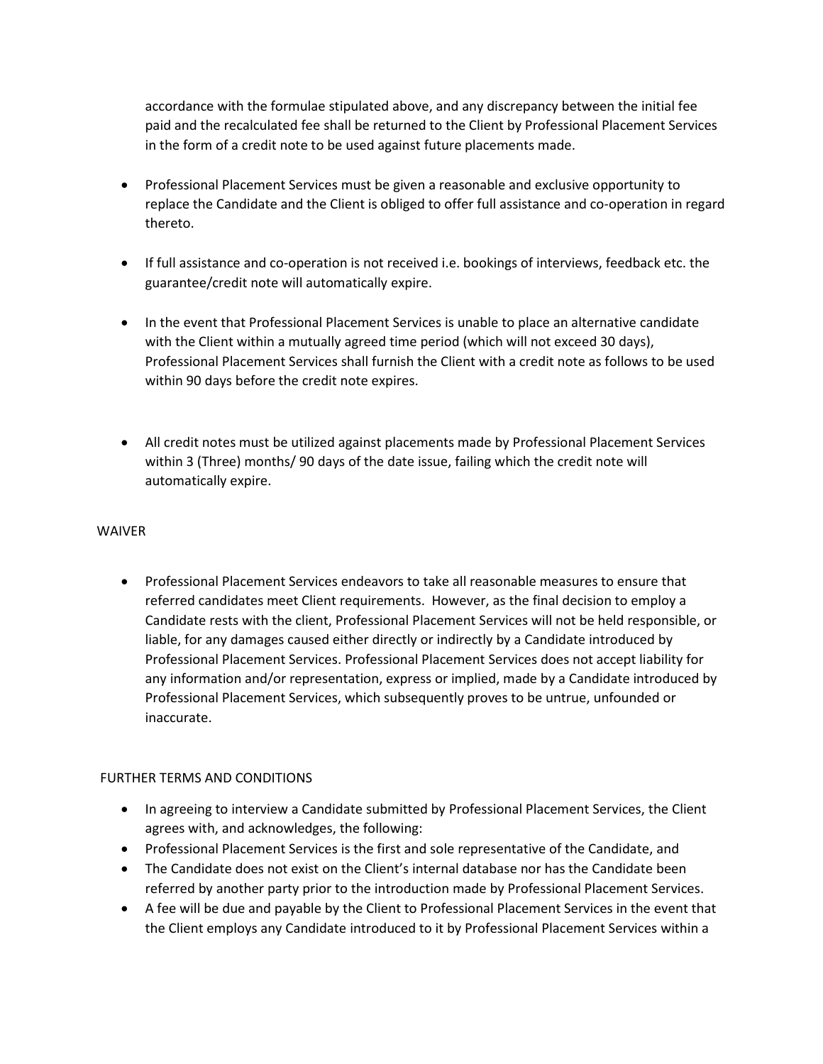accordance with the formulae stipulated above, and any discrepancy between the initial fee paid and the recalculated fee shall be returned to the Client by Professional Placement Services in the form of a credit note to be used against future placements made.

- Professional Placement Services must be given a reasonable and exclusive opportunity to replace the Candidate and the Client is obliged to offer full assistance and co-operation in regard thereto.

- If full assistance and co-operation is not received i.e. bookings of interviews, feedback etc. the guarantee/credit note will automatically expire.

- In the event that Professional Placement Services is unable to place an alternative candidate with the Client within a mutually agreed time period (which will not exceed 30 days), Professional Placement Services shall furnish the Client with a credit note as follows to be used within 90 days before the credit note expires.

- All credit notes must be utilized against placements made by Professional Placement Services within 3 (Three) months/ 90 days of the date issue, failing which the credit note will automatically expire.

WAIVER

- Professional Placement Services endeavors to take all reasonable measures to ensure that referred candidates meet Client requirements. However, as the final decision to employ a Candidate rests with the client, Professional Placement Services will not be held responsible, or liable, for any damages caused either directly or indirectly by a Candidate introduced by Professional Placement Services. Professional Placement Services does not accept liability for any information and/or representation, express or implied, made by a Candidate introduced by Professional Placement Services, which subsequently proves to be untrue, unfounded or inaccurate.

FURTHER TERMS AND CONDITIONS

- In agreeing to interview a Candidate submitted by Professional Placement Services, the Client agrees with, and acknowledges, the following:
- Professional Placement Services is the first and sole representative of the Candidate, and
- The Candidate does not exist on the Client's internal database nor has the Candidate been referred by another party prior to the introduction made by Professional Placement Services.
- A fee will be due and payable by the Client to Professional Placement Services in the event that the Client employs any Candidate introduced to it by Professional Placement Services within a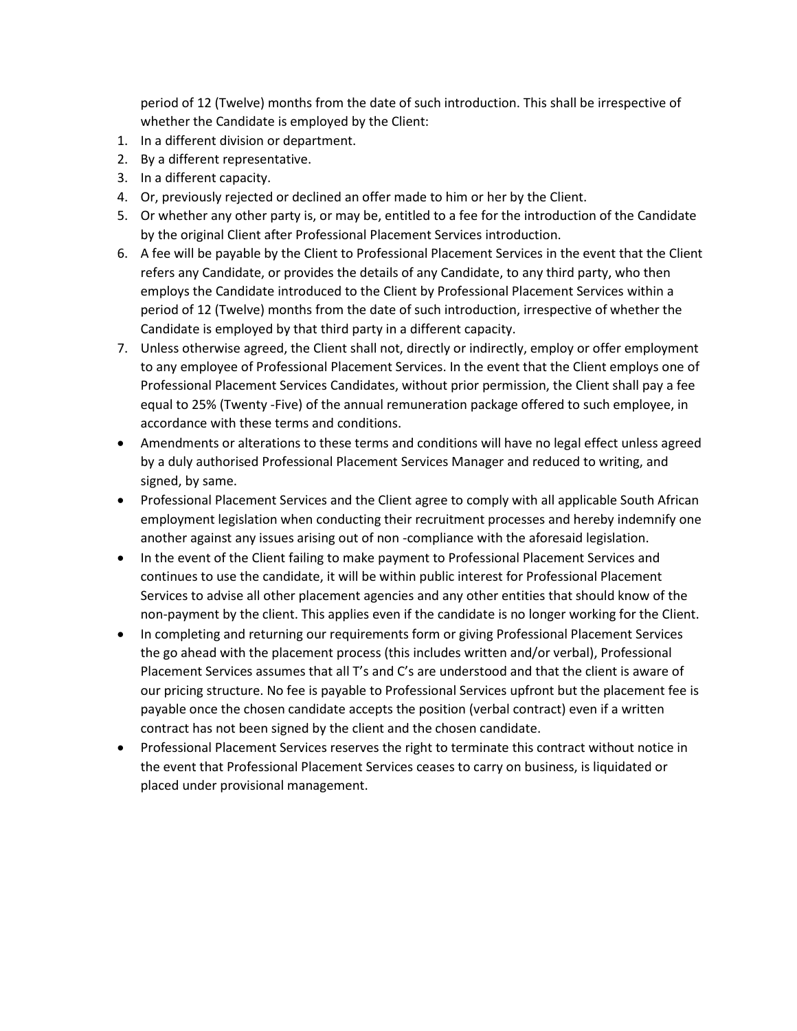period of 12 (Twelve) months from the date of such introduction. This shall be irrespective of whether the Candidate is employed by the Client:

1. In a different division or department.
2. By a different representative.
3. In a different capacity.
4. Or, previously rejected or declined an offer made to him or her by the Client.
5. Or whether any other party is, or may be, entitled to a fee for the introduction of the Candidate by the original Client after Professional Placement Services introduction.
6. A fee will be payable by the Client to Professional Placement Services in the event that the Client refers any Candidate, or provides the details of any Candidate, to any third party, who then employs the Candidate introduced to the Client by Professional Placement Services within a period of 12 (Twelve) months from the date of such introduction, irrespective of whether the Candidate is employed by that third party in a different capacity.
7. Unless otherwise agreed, the Client shall not, directly or indirectly, employ or offer employment to any employee of Professional Placement Services. In the event that the Client employs one of Professional Placement Services Candidates, without prior permission, the Client shall pay a fee equal to 25% (Twenty -Five) of the annual remuneration package offered to such employee, in accordance with these terms and conditions.

- Amendments or alterations to these terms and conditions will have no legal effect unless agreed by a duly authorised Professional Placement Services Manager and reduced to writing, and signed, by same.
- Professional Placement Services and the Client agree to comply with all applicable South African employment legislation when conducting their recruitment processes and hereby indemnify one another against any issues arising out of non -compliance with the aforesaid legislation.
- In the event of the Client failing to make payment to Professional Placement Services and continues to use the candidate, it will be within public interest for Professional Placement Services to advise all other placement agencies and any other entities that should know of the non-payment by the client. This applies even if the candidate is no longer working for the Client.
- In completing and returning our requirements form or giving Professional Placement Services the go ahead with the placement process (this includes written and/or verbal), Professional Placement Services assumes that all T's and C's are understood and that the client is aware of our pricing structure. No fee is payable to Professional Services upfront but the placement fee is payable once the chosen candidate accepts the position (verbal contract) even if a written contract has not been signed by the client and the chosen candidate.
- Professional Placement Services reserves the right to terminate this contract without notice in the event that Professional Placement Services ceases to carry on business, is liquidated or placed under provisional management.